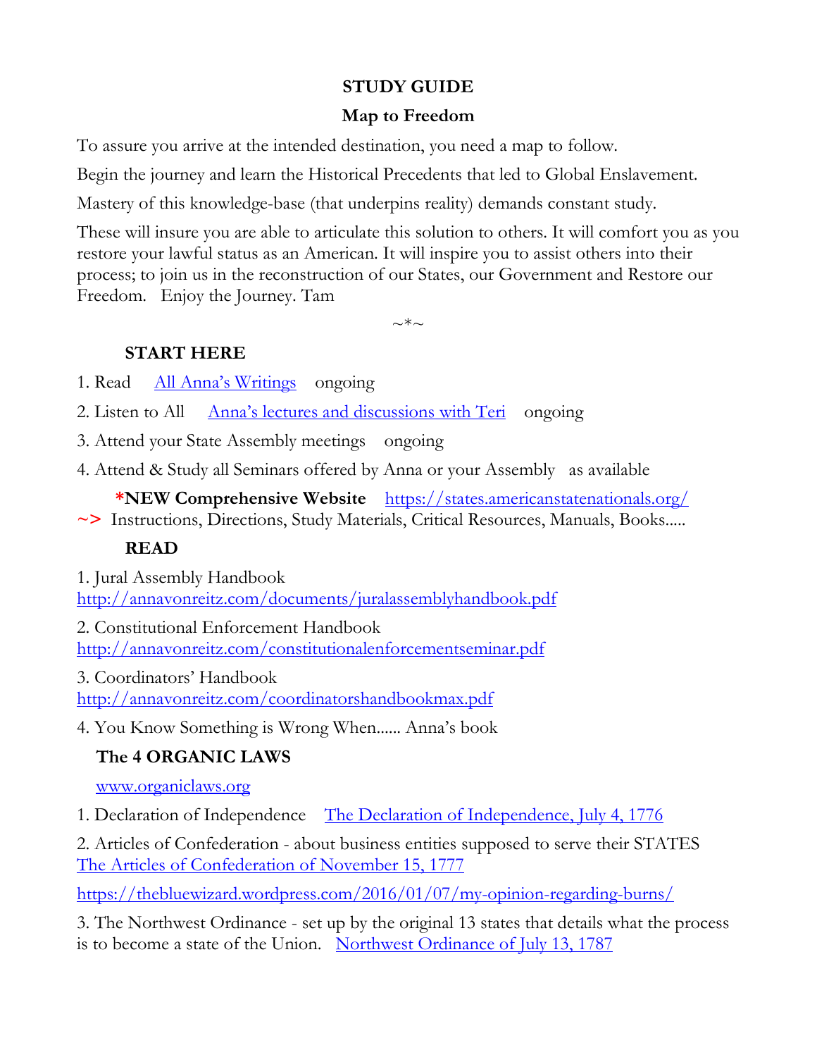# STUDY GUIDE

## Map to Freedom

To assure you arrive at the intended destination, you need a map to follow.

Begin the journey and learn the Historical Precedents that led to Global Enslavement.

Mastery of this knowledge-base (that underpins reality) demands constant study.

These will insure you are able to articulate this solution to others. It will comfort you as you restore your lawful status as an American. It will inspire you to assist others into their process; to join us in the reconstruction of our States, our Government and Restore our Freedom. Enjoy the Journey. Tam

~*~

### START HERE

1. Read All Anna's Writings ongoing
2. Listen to All Anna's lectures and discussions with Teri ongoing
3. Attend your State Assembly meetings ongoing
4. Attend & Study all Seminars offered by Anna or your Assembly as available

***NEW Comprehensive Website** https://states.americanstatenationals.org/

~> Instructions, Directions, Study Materials, Critical Resources, Manuals, Books.....

### READ

1. Jural Assembly Handbook
http://annavonreitz.com/documents/juralassemblyhandbook.pdf

2. Constitutional Enforcement Handbook
http://annavonreitz.com/constitutionalenforcementseminar.pdf

3. Coordinators' Handbook
http://annavonreitz.com/coordinatorshandbookmax.pdf

4. You Know Something is Wrong When...... Anna's book

### The 4 ORGANIC LAWS

www.organiclaws.org

1. Declaration of Independence The Declaration of Independence, July 4, 1776

2. Articles of Confederation - about business entities supposed to serve their STATES
The Articles of Confederation of November 15, 1777

https://thebluewizard.wordpress.com/2016/01/07/my-opinion-regarding-burns/

3. The Northwest Ordinance - set up by the original 13 states that details what the process is to become a state of the Union. Northwest Ordinance of July 13, 1787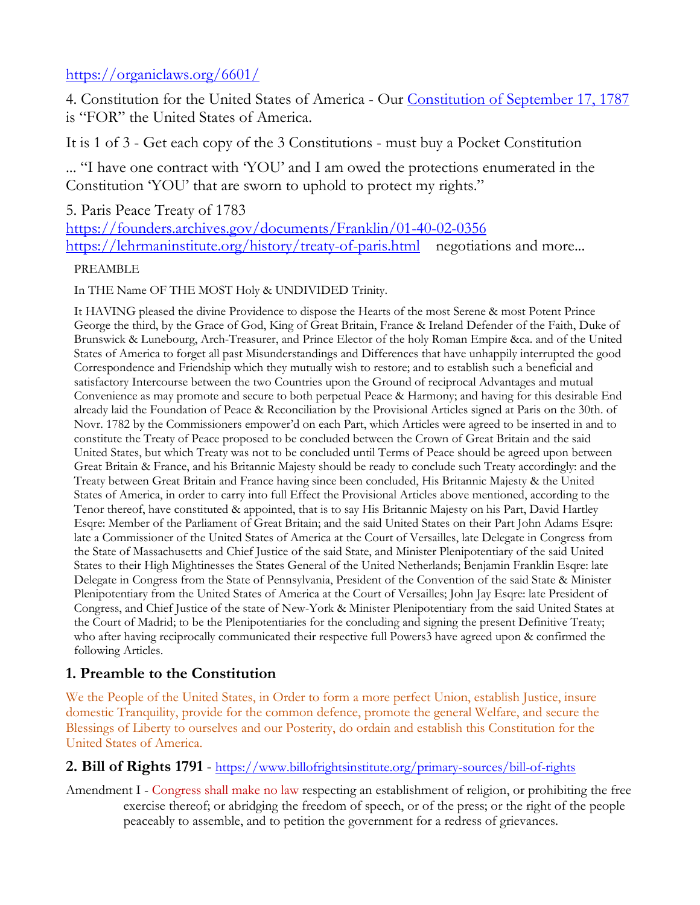https://organiclaws.org/6601/

4. Constitution for the United States of America - Our [Constitution of September 17, 1787](#) is "FOR" the United States of America.

It is 1 of 3 - Get each copy of the 3 Constitutions - must buy a Pocket Constitution

... "I have one contract with 'YOU' and I am owed the protections enumerated in the Constitution 'YOU' that are sworn to uphold to protect my rights."

5. Paris Peace Treaty of 1783
https://founders.archives.gov/documents/Franklin/01-40-02-0356
https://lehrmaninstitute.org/history/treaty-of-paris.html negotiations and more...

> PREAMBLE
>
> In THE Name OF THE MOST Holy & UNDIVIDED Trinity.
>
> It HAVING pleased the divine Providence to dispose the Hearts of the most Serene & most Potent Prince George the third, by the Grace of God, King of Great Britain, France & Ireland Defender of the Faith, Duke of Brunswick & Lunebourg, Arch-Treasurer, and Prince Elector of the holy Roman Empire &ca. and of the United States of America to forget all past Misunderstandings and Differences that have unhappily interrupted the good Correspondence and Friendship which they mutually wish to restore; and to establish such a beneficial and satisfactory Intercourse between the two Countries upon the Ground of reciprocal Advantages and mutual Convenience as may promote and secure to both perpetual Peace & Harmony; and having for this desirable End already laid the Foundation of Peace & Reconciliation by the Provisional Articles signed at Paris on the 30th. of Novr. 1782 by the Commissioners empower'd on each Part, which Articles were agreed to be inserted in and to constitute the Treaty of Peace proposed to be concluded between the Crown of Great Britain and the said United States, but which Treaty was not to be concluded until Terms of Peace should be agreed upon between Great Britain & France, and his Britannic Majesty should be ready to conclude such Treaty accordingly: and the Treaty between Great Britain and France having since been concluded, His Britannic Majesty & the United States of America, in order to carry into full Effect the Provisional Articles above mentioned, according to the Tenor thereof, have constituted & appointed, that is to say His Britannic Majesty on his Part, David Hartley Esqre: Member of the Parliament of Great Britain; and the said United States on their Part John Adams Esqre: late a Commissioner of the United States of America at the Court of Versailles, late Delegate in Congress from the State of Massachusetts and Chief Justice of the said State, and Minister Plenipotentiary of the said United States to their High Mightinesses the States General of the United Netherlands; Benjamin Franklin Esqre: late Delegate in Congress from the State of Pennsylvania, President of the Convention of the said State & Minister Plenipotentiary from the United States of America at the Court of Versailles; John Jay Esqre: late President of Congress, and Chief Justice of the state of New-York & Minister Plenipotentiary from the said United States at the Court of Madrid; to be the Plenipotentiaries for the concluding and signing the present Definitive Treaty; who after having reciprocally communicated their respective full Powers3 have agreed upon & confirmed the following Articles.

## 1. Preamble to the Constitution

We the People of the United States, in Order to form a more perfect Union, establish Justice, insure domestic Tranquility, provide for the common defence, promote the general Welfare, and secure the Blessings of Liberty to ourselves and our Posterity, do ordain and establish this Constitution for the United States of America.

## 2. Bill of Rights 1791 - https://www.billofrightsinstitute.org/primary-sources/bill-of-rights

Amendment I - Congress shall make no law respecting an establishment of religion, or prohibiting the free exercise thereof; or abridging the freedom of speech, or of the press; or the right of the people peaceably to assemble, and to petition the government for a redress of grievances.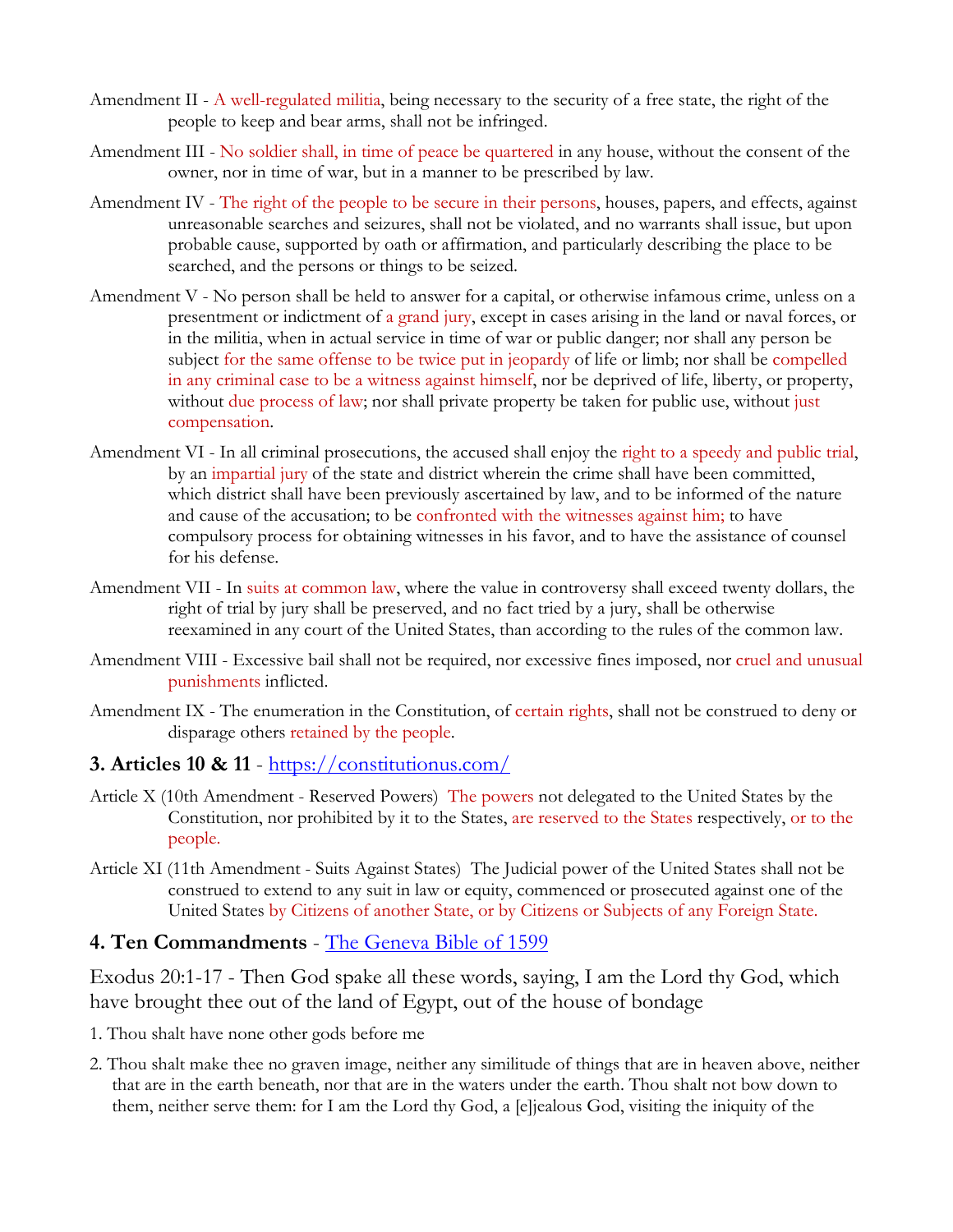Amendment II - A well-regulated militia, being necessary to the security of a free state, the right of the people to keep and bear arms, shall not be infringed.

Amendment III - No soldier shall, in time of peace be quartered in any house, without the consent of the owner, nor in time of war, but in a manner to be prescribed by law.

Amendment IV - The right of the people to be secure in their persons, houses, papers, and effects, against unreasonable searches and seizures, shall not be violated, and no warrants shall issue, but upon probable cause, supported by oath or affirmation, and particularly describing the place to be searched, and the persons or things to be seized.

Amendment V - No person shall be held to answer for a capital, or otherwise infamous crime, unless on a presentment or indictment of a grand jury, except in cases arising in the land or naval forces, or in the militia, when in actual service in time of war or public danger; nor shall any person be subject for the same offense to be twice put in jeopardy of life or limb; nor shall be compelled in any criminal case to be a witness against himself, nor be deprived of life, liberty, or property, without due process of law; nor shall private property be taken for public use, without just compensation.

Amendment VI - In all criminal prosecutions, the accused shall enjoy the right to a speedy and public trial, by an impartial jury of the state and district wherein the crime shall have been committed, which district shall have been previously ascertained by law, and to be informed of the nature and cause of the accusation; to be confronted with the witnesses against him; to have compulsory process for obtaining witnesses in his favor, and to have the assistance of counsel for his defense.

Amendment VII - In suits at common law, where the value in controversy shall exceed twenty dollars, the right of trial by jury shall be preserved, and no fact tried by a jury, shall be otherwise reexamined in any court of the United States, than according to the rules of the common law.

Amendment VIII - Excessive bail shall not be required, nor excessive fines imposed, nor cruel and unusual punishments inflicted.

Amendment IX - The enumeration in the Constitution, of certain rights, shall not be construed to deny or disparage others retained by the people.

### 3. Articles 10 & 11 - [https://constitutionus.com/](https://constitutionus.com/)

Article X (10th Amendment - Reserved Powers) The powers not delegated to the United States by the Constitution, nor prohibited by it to the States, are reserved to the States respectively, or to the people.

Article XI (11th Amendment - Suits Against States) The Judicial power of the United States shall not be construed to extend to any suit in law or equity, commenced or prosecuted against one of the United States by Citizens of another State, or by Citizens or Subjects of any Foreign State.

### 4. Ten Commandments - The Geneva Bible of 1599

Exodus 20:1-17 - Then God spake all these words, saying, I am the Lord thy God, which have brought thee out of the land of Egypt, out of the house of bondage

1. Thou shalt have none other gods before me
2. Thou shalt make thee no graven image, neither any similitude of things that are in heaven above, neither that are in the earth beneath, nor that are in the waters under the earth. Thou shalt not bow down to them, neither serve them: for I am the Lord thy God, a [e]jealous God, visiting the iniquity of the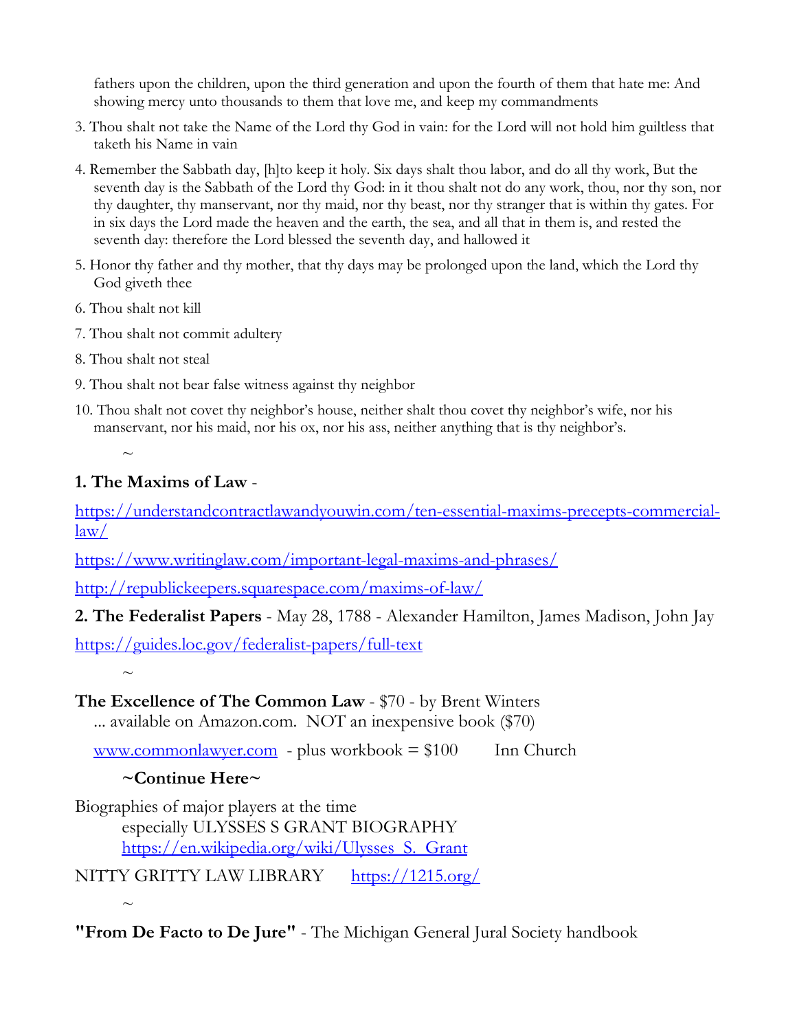fathers upon the children, upon the third generation and upon the fourth of them that hate me: And showing mercy unto thousands to them that love me, and keep my commandments

3. Thou shalt not take the Name of the Lord thy God in vain: for the Lord will not hold him guiltless that taketh his Name in vain
4. Remember the Sabbath day, [h]to keep it holy. Six days shalt thou labor, and do all thy work, But the seventh day is the Sabbath of the Lord thy God: in it thou shalt not do any work, thou, nor thy son, nor thy daughter, thy manservant, nor thy maid, nor thy beast, nor thy stranger that is within thy gates. For in six days the Lord made the heaven and the earth, the sea, and all that in them is, and rested the seventh day: therefore the Lord blessed the seventh day, and hallowed it
5. Honor thy father and thy mother, that thy days may be prolonged upon the land, which the Lord thy God giveth thee
6. Thou shalt not kill
7. Thou shalt not commit adultery
8. Thou shalt not steal
9. Thou shalt not bear false witness against thy neighbor
10. Thou shalt not covet thy neighbor's house, neither shalt thou covet thy neighbor's wife, nor his manservant, nor his maid, nor his ox, nor his ass, neither anything that is thy neighbor's.

~

**1. The Maxims of Law** -

https://understandcontractlawandyouwin.com/ten-essential-maxims-precepts-commercial-law/

https://www.writinglaw.com/important-legal-maxims-and-phrases/

http://republickeepers.squarespace.com/maxims-of-law/

**2. The Federalist Papers** - May 28, 1788 - Alexander Hamilton, James Madison, John Jay

https://guides.loc.gov/federalist-papers/full-text

~

**The Excellence of The Common Law** - $70 - by Brent Winters
... available on Amazon.com. NOT an inexpensive book ($70)

www.commonlawyer.com - plus workbook = $100 Inn Church

**~Continue Here~**

Biographies of major players at the time
especially ULYSSES S GRANT BIOGRAPHY
https://en.wikipedia.org/wiki/Ulysses_S._Grant

NITTY GRITTY LAW LIBRARY https://1215.org/

~

**"From De Facto to De Jure"** - The Michigan General Jural Society handbook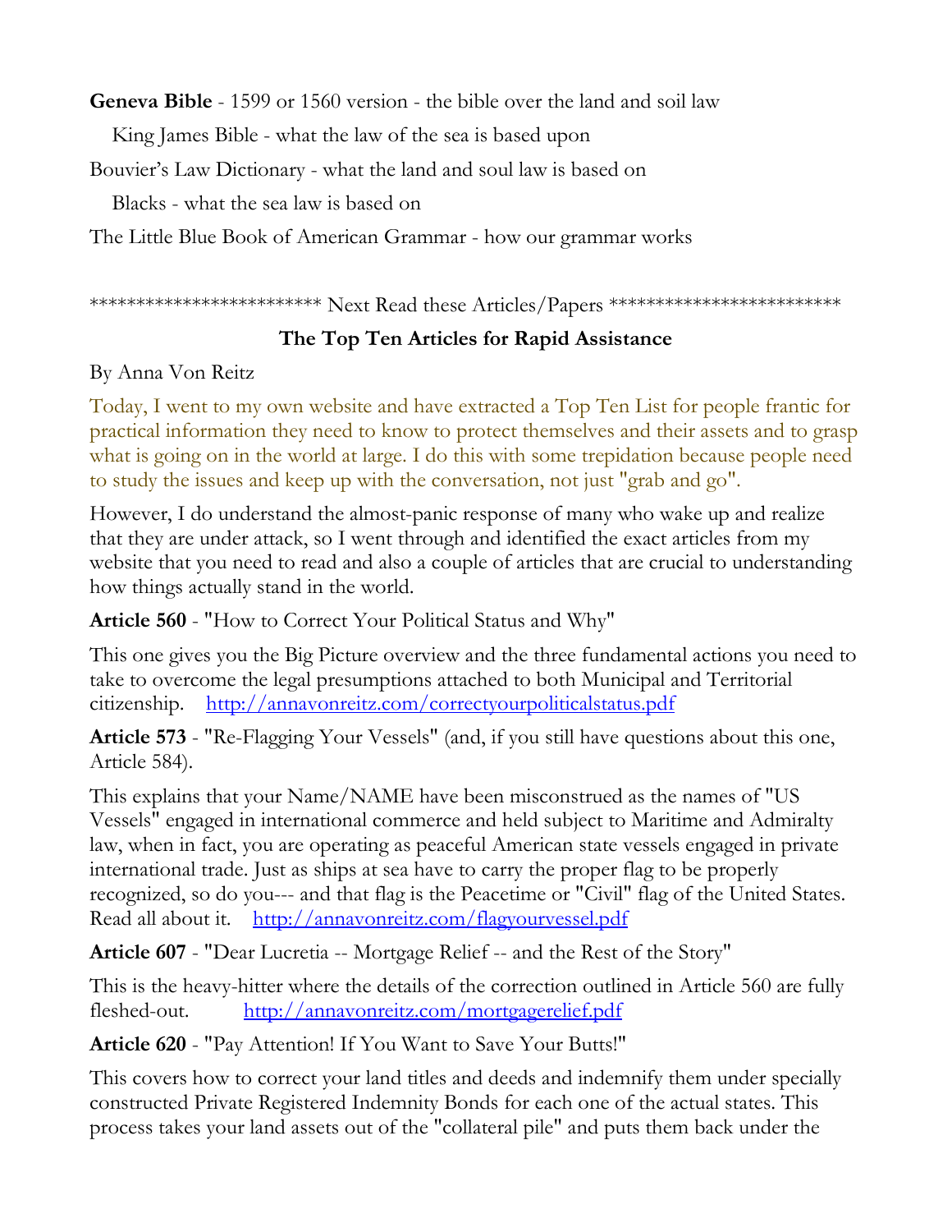**Geneva Bible** - 1599 or 1560 version - the bible over the land and soil law

King James Bible - what the law of the sea is based upon

Bouvier's Law Dictionary - what the land and soul law is based on

Blacks - what the sea law is based on

The Little Blue Book of American Grammar - how our grammar works

************************* Next Read these Articles/Papers *************************

**The Top Ten Articles for Rapid Assistance**

By Anna Von Reitz

Today, I went to my own website and have extracted a Top Ten List for people frantic for practical information they need to know to protect themselves and their assets and to grasp what is going on in the world at large. I do this with some trepidation because people need to study the issues and keep up with the conversation, not just "grab and go".

However, I do understand the almost-panic response of many who wake up and realize that they are under attack, so I went through and identified the exact articles from my website that you need to read and also a couple of articles that are crucial to understanding how things actually stand in the world.

**Article 560** - "How to Correct Your Political Status and Why"

This one gives you the Big Picture overview and the three fundamental actions you need to take to overcome the legal presumptions attached to both Municipal and Territorial citizenship. http://annavonreitz.com/correctyourpoliticalstatus.pdf

**Article 573** - "Re-Flagging Your Vessels" (and, if you still have questions about this one, Article 584).

This explains that your Name/NAME have been misconstrued as the names of "US Vessels" engaged in international commerce and held subject to Maritime and Admiralty law, when in fact, you are operating as peaceful American state vessels engaged in private international trade. Just as ships at sea have to carry the proper flag to be properly recognized, so do you--- and that flag is the Peacetime or "Civil" flag of the United States. Read all about it. http://annavonreitz.com/flagyourvessel.pdf

**Article 607** - "Dear Lucretia -- Mortgage Relief -- and the Rest of the Story"

This is the heavy-hitter where the details of the correction outlined in Article 560 are fully fleshed-out. http://annavonreitz.com/mortgagerelief.pdf

**Article 620** - "Pay Attention! If You Want to Save Your Butts!"

This covers how to correct your land titles and deeds and indemnify them under specially constructed Private Registered Indemnity Bonds for each one of the actual states. This process takes your land assets out of the "collateral pile" and puts them back under the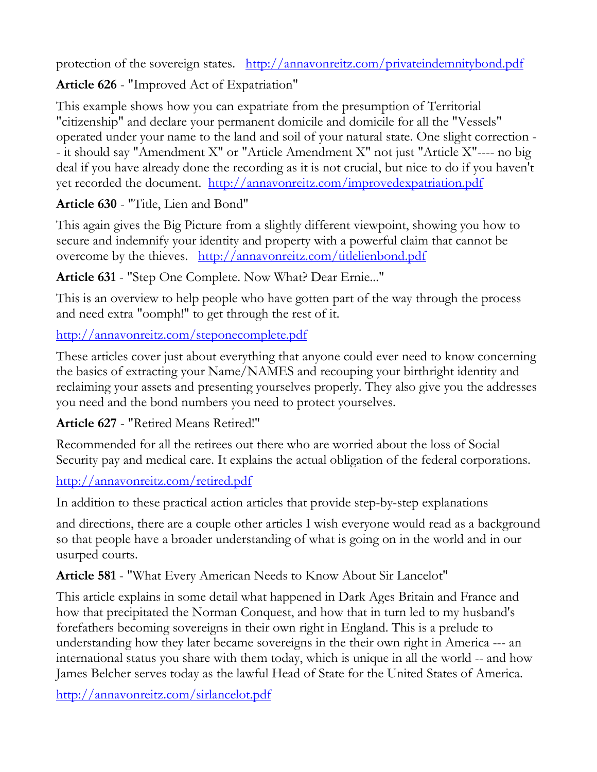protection of the sovereign states. http://annavonreitz.com/privateindemnitybond.pdf

**Article 626** - "Improved Act of Expatriation"

This example shows how you can expatriate from the presumption of Territorial "citizenship" and declare your permanent domicile and domicile for all the "Vessels" operated under your name to the land and soil of your natural state. One slight correction -- it should say "Amendment X" or "Article Amendment X" not just "Article X"---- no big deal if you have already done the recording as it is not crucial, but nice to do if you haven't yet recorded the document. http://annavonreitz.com/improvedexpatriation.pdf

**Article 630** - "Title, Lien and Bond"

This again gives the Big Picture from a slightly different viewpoint, showing you how to secure and indemnify your identity and property with a powerful claim that cannot be overcome by the thieves. http://annavonreitz.com/titlelienbond.pdf

**Article 631** - "Step One Complete. Now What? Dear Ernie..."

This is an overview to help people who have gotten part of the way through the process and need extra "oomph!" to get through the rest of it.

http://annavonreitz.com/steponecomplete.pdf

These articles cover just about everything that anyone could ever need to know concerning the basics of extracting your Name/NAMES and recouping your birthright identity and reclaiming your assets and presenting yourselves properly. They also give you the addresses you need and the bond numbers you need to protect yourselves.

**Article 627** - "Retired Means Retired!"

Recommended for all the retirees out there who are worried about the loss of Social Security pay and medical care. It explains the actual obligation of the federal corporations.

http://annavonreitz.com/retired.pdf

In addition to these practical action articles that provide step-by-step explanations and directions, there are a couple other articles I wish everyone would read as a background so that people have a broader understanding of what is going on in the world and in our usurped courts.

**Article 581** - "What Every American Needs to Know About Sir Lancelot"

This article explains in some detail what happened in Dark Ages Britain and France and how that precipitated the Norman Conquest, and how that in turn led to my husband's forefathers becoming sovereigns in their own right in England. This is a prelude to understanding how they later became sovereigns in the their own right in America --- an international status you share with them today, which is unique in all the world -- and how James Belcher serves today as the lawful Head of State for the United States of America.

http://annavonreitz.com/sirlancelot.pdf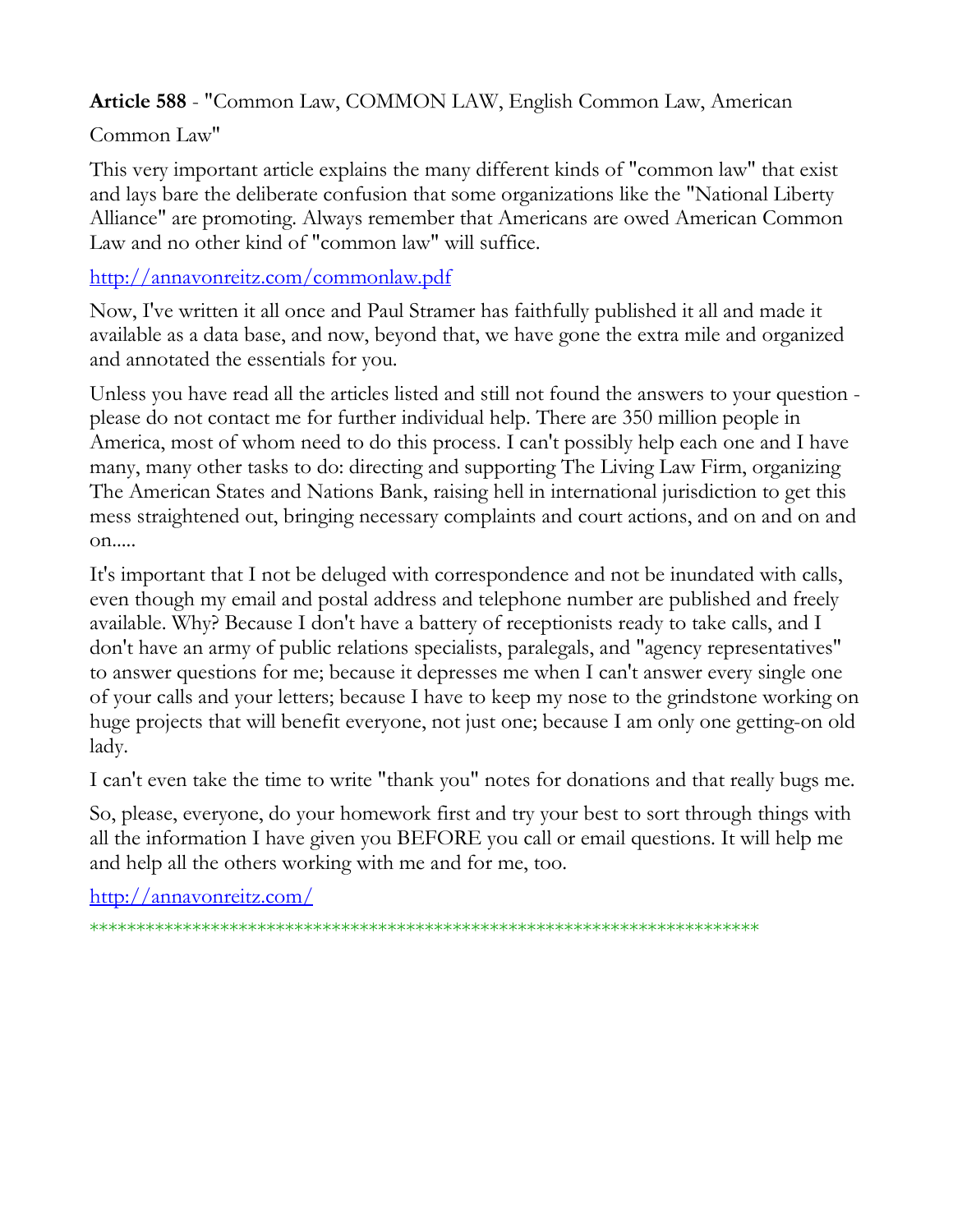**Article 588** - "Common Law, COMMON LAW, English Common Law, American Common Law"

This very important article explains the many different kinds of "common law" that exist and lays bare the deliberate confusion that some organizations like the "National Liberty Alliance" are promoting. Always remember that Americans are owed American Common Law and no other kind of "common law" will suffice.

http://annavonreitz.com/commonlaw.pdf

Now, I've written it all once and Paul Stramer has faithfully published it all and made it available as a data base, and now, beyond that, we have gone the extra mile and organized and annotated the essentials for you.

Unless you have read all the articles listed and still not found the answers to your question - please do not contact me for further individual help. There are 350 million people in America, most of whom need to do this process. I can't possibly help each one and I have many, many other tasks to do: directing and supporting The Living Law Firm, organizing The American States and Nations Bank, raising hell in international jurisdiction to get this mess straightened out, bringing necessary complaints and court actions, and on and on and on.....

It's important that I not be deluged with correspondence and not be inundated with calls, even though my email and postal address and telephone number are published and freely available. Why? Because I don't have a battery of receptionists ready to take calls, and I don't have an army of public relations specialists, paralegals, and "agency representatives" to answer questions for me; because it depresses me when I can't answer every single one of your calls and your letters; because I have to keep my nose to the grindstone working on huge projects that will benefit everyone, not just one; because I am only one getting-on old lady.

I can't even take the time to write "thank you" notes for donations and that really bugs me.

So, please, everyone, do your homework first and try your best to sort through things with all the information I have given you BEFORE you call or email questions. It will help me and help all the others working with me and for me, too.

http://annavonreitz.com/

****************************************************************************